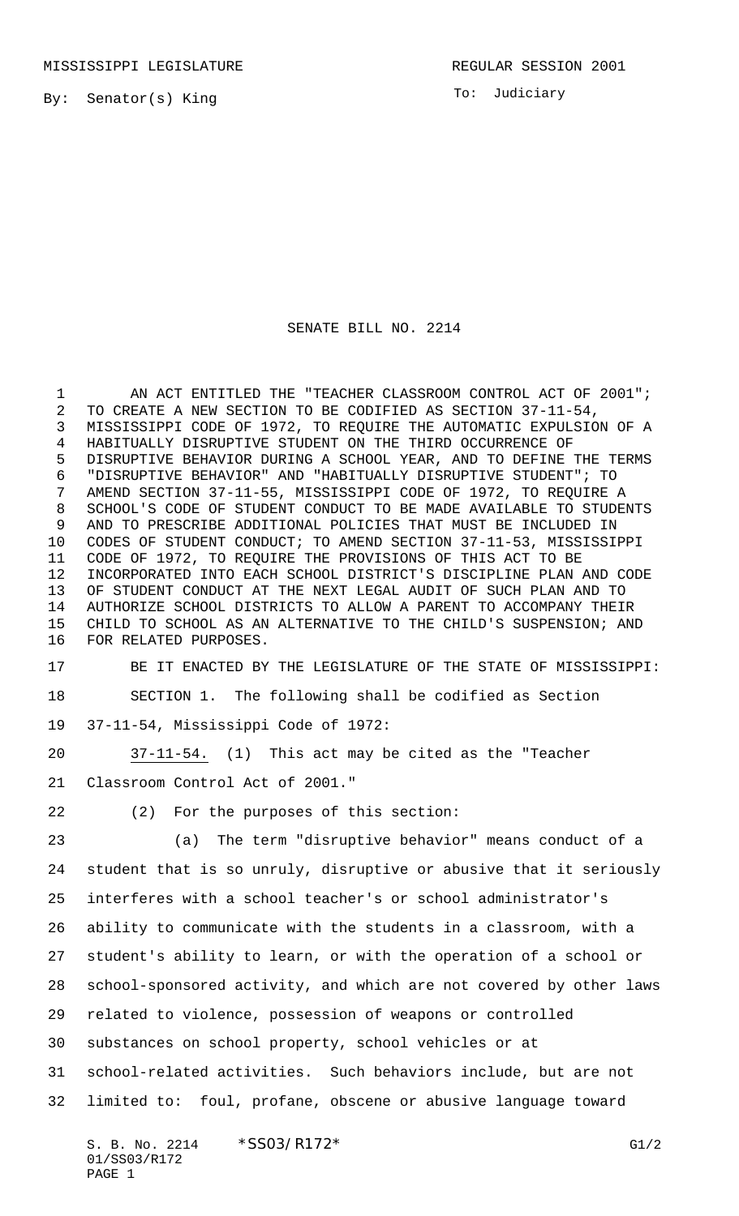MISSISSIPPI LEGISLATURE REGULAR SESSION 2001

By: Senator(s) King

To: Judiciary

# SENATE BILL NO. 2214

AN ACT ENTITLED THE "TEACHER CLASSROOM CONTROL ACT OF 2001"; TO CREATE A NEW SECTION TO BE CODIFIED AS SECTION 37-11-54, MISSISSIPPI CODE OF 1972, TO REQUIRE THE AUTOMATIC EXPULSION OF A HABITUALLY DISRUPTIVE STUDENT ON THE THIRD OCCURRENCE OF DISRUPTIVE BEHAVIOR DURING A SCHOOL YEAR, AND TO DEFINE THE TERMS "DISRUPTIVE BEHAVIOR" AND "HABITUALLY DISRUPTIVE STUDENT"; TO AMEND SECTION 37-11-55, MISSISSIPPI CODE OF 1972, TO REQUIRE A SCHOOL'S CODE OF STUDENT CONDUCT TO BE MADE AVAILABLE TO STUDENTS AND TO PRESCRIBE ADDITIONAL POLICIES THAT MUST BE INCLUDED IN CODES OF STUDENT CONDUCT; TO AMEND SECTION 37-11-53, MISSISSIPPI CODE OF 1972, TO REQUIRE THE PROVISIONS OF THIS ACT TO BE INCORPORATED INTO EACH SCHOOL DISTRICT'S DISCIPLINE PLAN AND CODE OF STUDENT CONDUCT AT THE NEXT LEGAL AUDIT OF SUCH PLAN AND TO AUTHORIZE SCHOOL DISTRICTS TO ALLOW A PARENT TO ACCOMPANY THEIR CHILD TO SCHOOL AS AN ALTERNATIVE TO THE CHILD'S SUSPENSION; AND FOR RELATED PURPOSES.

BE IT ENACTED BY THE LEGISLATURE OF THE STATE OF MISSISSIPPI:

SECTION 1. The following shall be codified as Section 37-11-54, Mississippi Code of 1972:

37-11-54. (1) This act may be cited as the "Teacher Classroom Control Act of 2001."

(2) For the purposes of this section:

(a) The term "disruptive behavior" means conduct of a student that is so unruly, disruptive or abusive that it seriously interferes with a school teacher's or school administrator's ability to communicate with the students in a classroom, with a student's ability to learn, or with the operation of a school or school-sponsored activity, and which are not covered by other laws related to violence, possession of weapons or controlled substances on school property, school vehicles or at school-related activities. Such behaviors include, but are not limited to: foul, profane, obscene or abusive language toward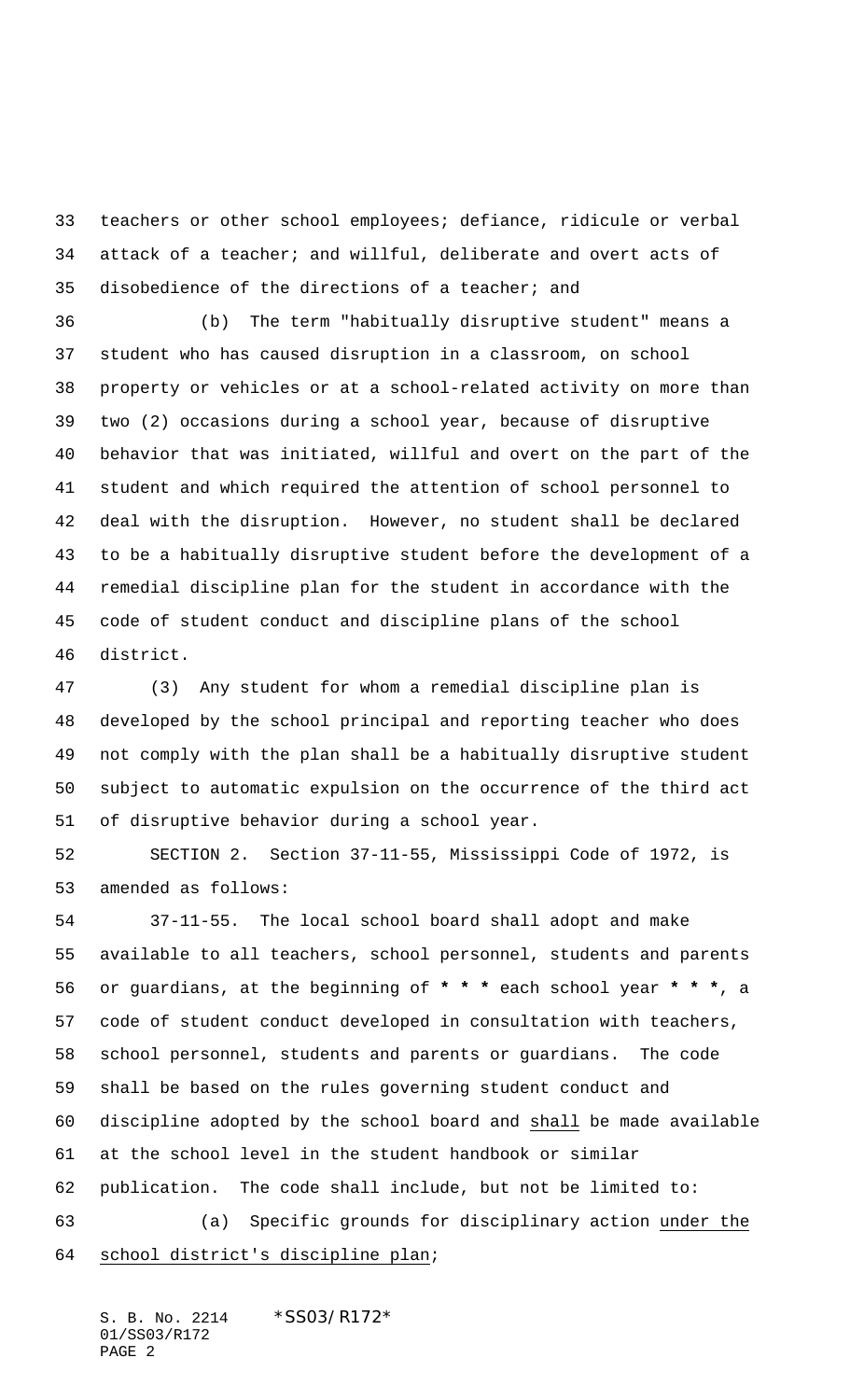teachers or other school employees; defiance, ridicule or verbal attack of a teacher; and willful, deliberate and overt acts of disobedience of the directions of a teacher; and

(b) The term "habitually disruptive student" means a student who has caused disruption in a classroom, on school property or vehicles or at a school-related activity on more than two (2) occasions during a school year, because of disruptive behavior that was initiated, willful and overt on the part of the student and which required the attention of school personnel to deal with the disruption. However, no student shall be declared to be a habitually disruptive student before the development of a remedial discipline plan for the student in accordance with the code of student conduct and discipline plans of the school district.

(3) Any student for whom a remedial discipline plan is developed by the school principal and reporting teacher who does not comply with the plan shall be a habitually disruptive student subject to automatic expulsion on the occurrence of the third act of disruptive behavior during a school year.

SECTION 2. Section 37-11-55, Mississippi Code of 1972, is amended as follows:

37-11-55. The local school board shall adopt and make available to all teachers, school personnel, students and parents or guardians, at the beginning of * * * each school year * * *, a code of student conduct developed in consultation with teachers, school personnel, students and parents or guardians. The code shall be based on the rules governing student conduct and discipline adopted by the school board and shall be made available at the school level in the student handbook or similar publication. The code shall include, but not be limited to:

(a) Specific grounds for disciplinary action under the school district's discipline plan;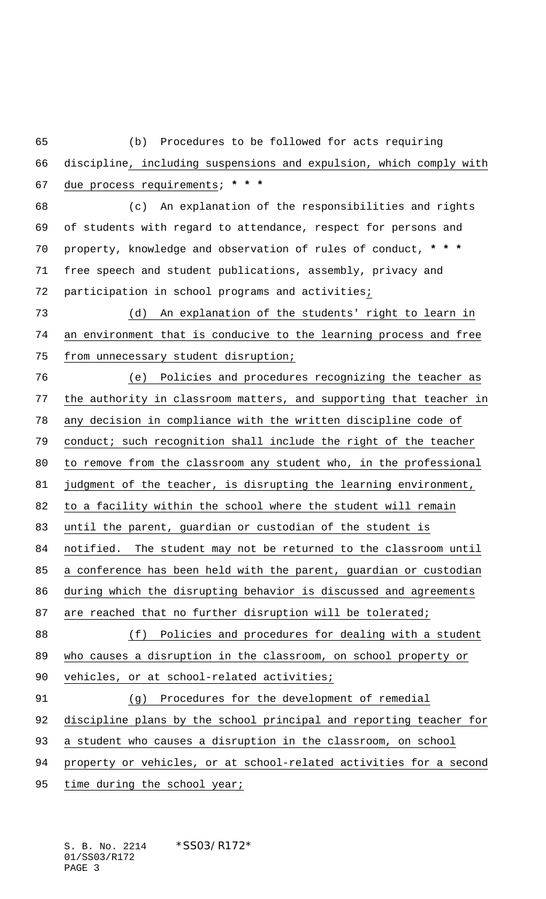(b) Procedures to be followed for acts requiring discipline, including suspensions and expulsion, which comply with due process requirements; * * *

(c) An explanation of the responsibilities and rights of students with regard to attendance, respect for persons and property, knowledge and observation of rules of conduct, * * * free speech and student publications, assembly, privacy and participation in school programs and activities;

(d) An explanation of the students' right to learn in an environment that is conducive to the learning process and free from unnecessary student disruption;

(e) Policies and procedures recognizing the teacher as the authority in classroom matters, and supporting that teacher in any decision in compliance with the written discipline code of conduct; such recognition shall include the right of the teacher to remove from the classroom any student who, in the professional judgment of the teacher, is disrupting the learning environment, to a facility within the school where the student will remain until the parent, guardian or custodian of the student is notified. The student may not be returned to the classroom until a conference has been held with the parent, guardian or custodian during which the disrupting behavior is discussed and agreements are reached that no further disruption will be tolerated;

(f) Policies and procedures for dealing with a student who causes a disruption in the classroom, on school property or vehicles, or at school-related activities;

(g) Procedures for the development of remedial discipline plans by the school principal and reporting teacher for a student who causes a disruption in the classroom, on school property or vehicles, or at school-related activities for a second time during the school year;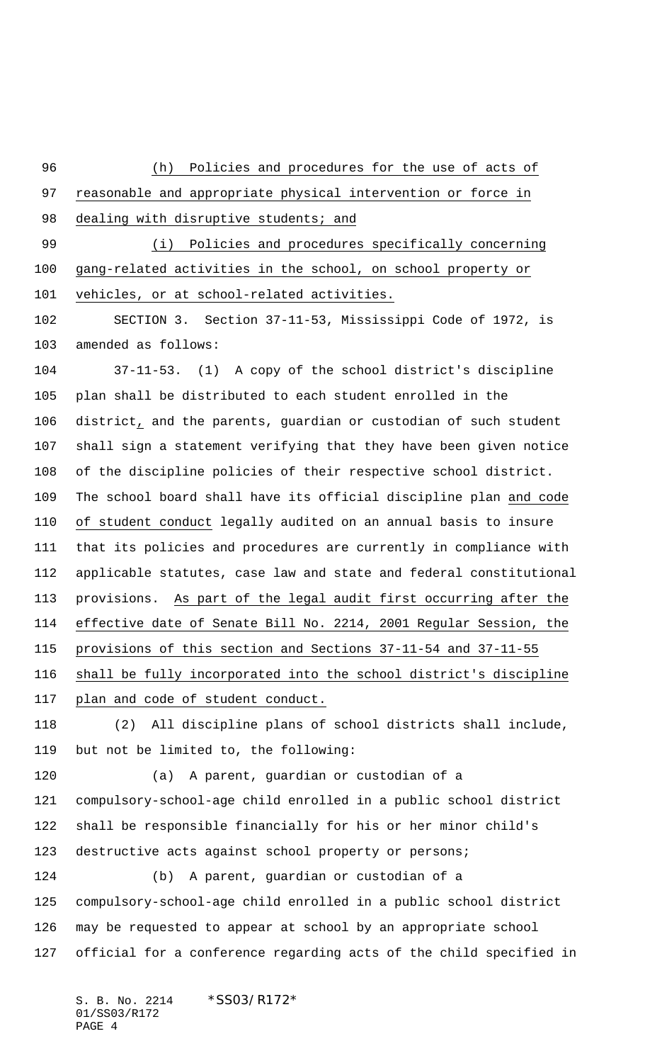(h) Policies and procedures for the use of acts of reasonable and appropriate physical intervention or force in dealing with disruptive students; and

(i) Policies and procedures specifically concerning gang-related activities in the school, on school property or vehicles, or at school-related activities.

SECTION 3. Section 37-11-53, Mississippi Code of 1972, is amended as follows:

37-11-53. (1) A copy of the school district's discipline plan shall be distributed to each student enrolled in the district, and the parents, guardian or custodian of such student shall sign a statement verifying that they have been given notice of the discipline policies of their respective school district. The school board shall have its official discipline plan and code of student conduct legally audited on an annual basis to insure that its policies and procedures are currently in compliance with applicable statutes, case law and state and federal constitutional provisions. As part of the legal audit first occurring after the effective date of Senate Bill No. 2214, 2001 Regular Session, the provisions of this section and Sections 37-11-54 and 37-11-55 shall be fully incorporated into the school district's discipline plan and code of student conduct.

(2) All discipline plans of school districts shall include, but not be limited to, the following:

(a) A parent, guardian or custodian of a compulsory-school-age child enrolled in a public school district shall be responsible financially for his or her minor child's destructive acts against school property or persons;

(b) A parent, guardian or custodian of a compulsory-school-age child enrolled in a public school district may be requested to appear at school by an appropriate school official for a conference regarding acts of the child specified in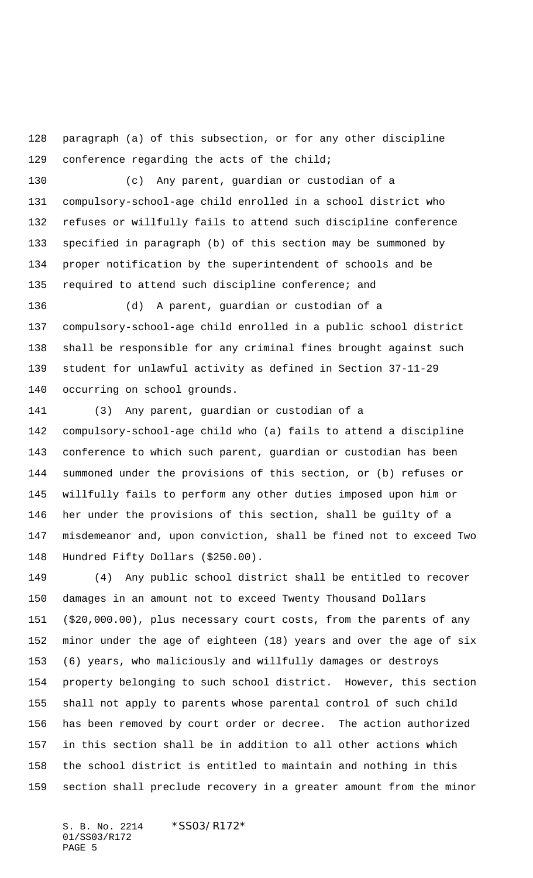paragraph (a) of this subsection, or for any other discipline conference regarding the acts of the child;

(c) Any parent, guardian or custodian of a compulsory-school-age child enrolled in a school district who refuses or willfully fails to attend such discipline conference specified in paragraph (b) of this section may be summoned by proper notification by the superintendent of schools and be required to attend such discipline conference; and

(d) A parent, guardian or custodian of a compulsory-school-age child enrolled in a public school district shall be responsible for any criminal fines brought against such student for unlawful activity as defined in Section 37-11-29 occurring on school grounds.

(3) Any parent, guardian or custodian of a compulsory-school-age child who (a) fails to attend a discipline conference to which such parent, guardian or custodian has been summoned under the provisions of this section, or (b) refuses or willfully fails to perform any other duties imposed upon him or her under the provisions of this section, shall be guilty of a misdemeanor and, upon conviction, shall be fined not to exceed Two Hundred Fifty Dollars ($250.00).

(4) Any public school district shall be entitled to recover damages in an amount not to exceed Twenty Thousand Dollars ($20,000.00), plus necessary court costs, from the parents of any minor under the age of eighteen (18) years and over the age of six (6) years, who maliciously and willfully damages or destroys property belonging to such school district. However, this section shall not apply to parents whose parental control of such child has been removed by court order or decree. The action authorized in this section shall be in addition to all other actions which the school district is entitled to maintain and nothing in this section shall preclude recovery in a greater amount from the minor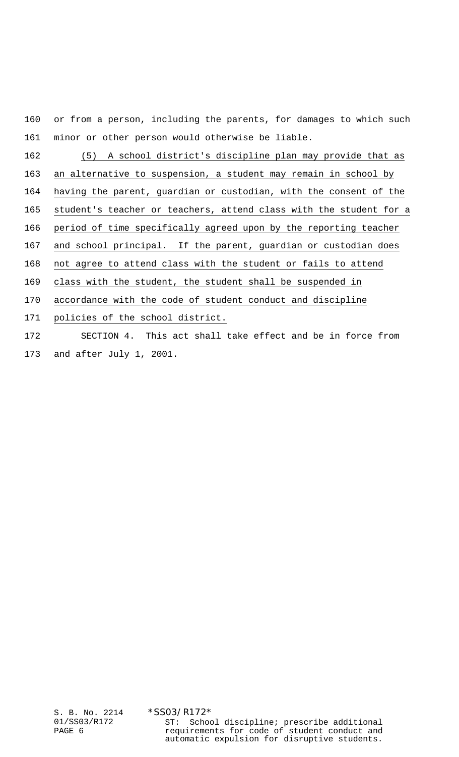or from a person, including the parents, for damages to which such minor or other person would otherwise be liable.

(5) A school district's discipline plan may provide that as an alternative to suspension, a student may remain in school by having the parent, guardian or custodian, with the consent of the student's teacher or teachers, attend class with the student for a period of time specifically agreed upon by the reporting teacher and school principal. If the parent, guardian or custodian does not agree to attend class with the student or fails to attend class with the student, the student shall be suspended in accordance with the code of student conduct and discipline policies of the school district.

SECTION 4. This act shall take effect and be in force from and after July 1, 2001.

ST: School discipline; prescribe additional requirements for code of student conduct and automatic expulsion for disruptive students.